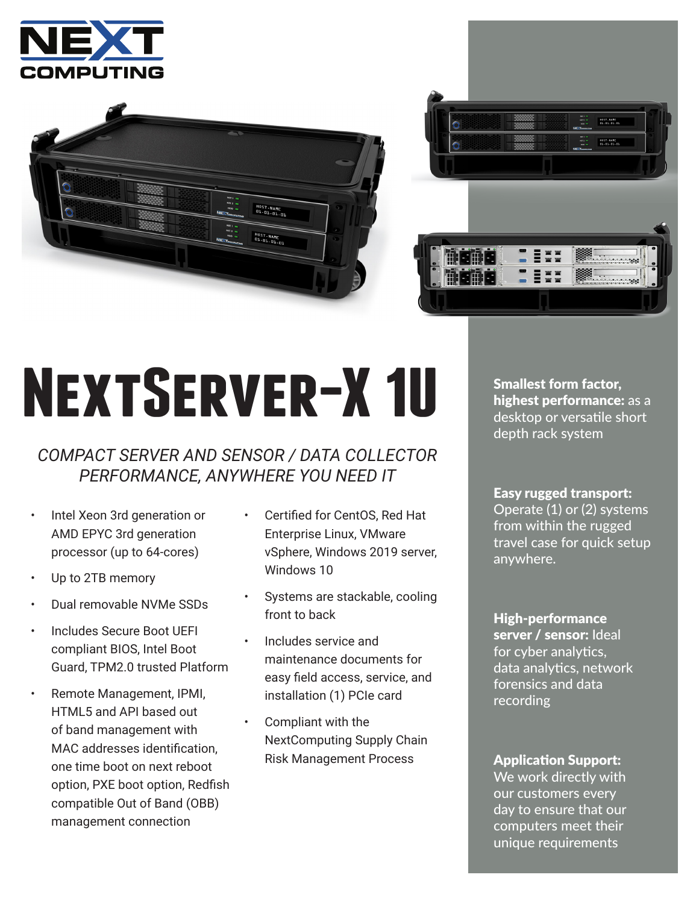NEXT COMPUTING

# NextServer-X 1U

## *COMPACT SERVER AND SENSOR / DATA COLLECTOR PERFORMANCE, ANYWHERE YOU NEED IT*

- Intel Xeon 3rd generation or AMD EPYC 3rd generation processor (up to 64-cores)
- Up to 2TB memory
- Dual removable NVMe SSDs
- Includes Secure Boot UEFI compliant BIOS, Intel Boot Guard, TPM2.0 trusted Platform
- Remote Management, IPMI, HTML5 and API based out of band management with MAC addresses identification, one time boot on next reboot option, PXE boot option, Redfish compatible Out of Band (OBB) management connection
- Certified for CentOS, Red Hat Enterprise Linux, VMware vSphere, Windows 2019 server, Windows 10
- Systems are stackable, cooling front to back
- Includes service and maintenance documents for easy field access, service, and installation (1) PCIe card
- Compliant with the NextComputing Supply Chain Risk Management Process

**Smallest form factor, highest performance:** as a desktop or versatile short depth rack system

**Easy rugged transport:** Operate (1) or (2) systems from within the rugged travel case for quick setup anywhere.

**High-performance server / sensor:** Ideal for cyber analytics, data analytics, network forensics and data recording

**Application Support:** We work directly with our customers every day to ensure that our computers meet their unique requirements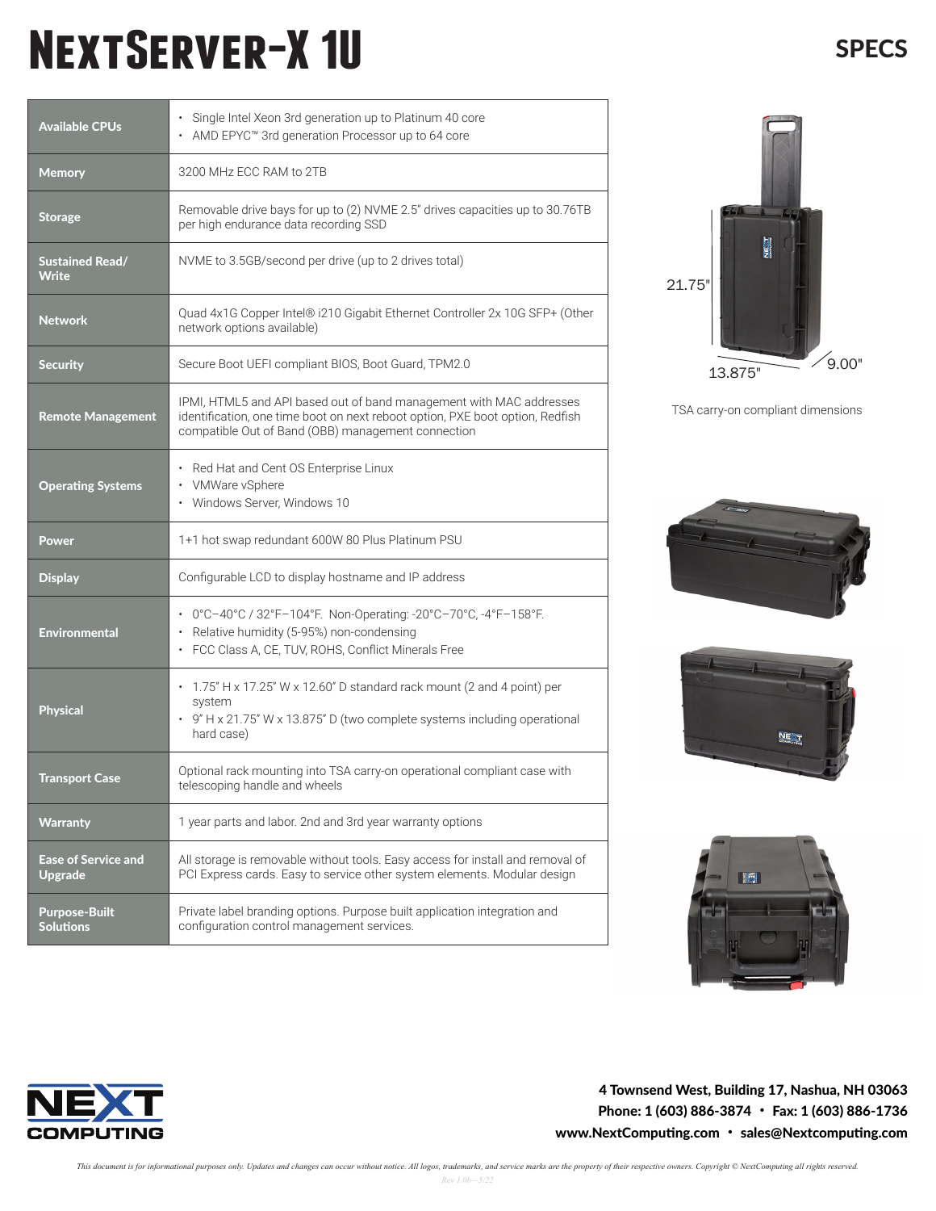# NextServer-X 1U

## SPECS

| | |
|---|---|
| **Available CPUs** | • Single Intel Xeon 3rd generation up to Platinum 40 core<br>• AMD EPYC™ 3rd generation Processor up to 64 core |
| **Memory** | 3200 MHz ECC RAM to 2TB |
| **Storage** | Removable drive bays for up to (2) NVME 2.5" drives capacities up to 30.76TB per high endurance data recording SSD |
| **Sustained Read/ Write** | NVME to 3.5GB/second per drive (up to 2 drives total) |
| **Network** | Quad 4x1G Copper Intel® i210 Gigabit Ethernet Controller 2x 10G SFP+ (Other network options available) |
| **Security** | Secure Boot UEFI compliant BIOS, Boot Guard, TPM2.0 |
| **Remote Management** | IPMI, HTML5 and API based out of band management with MAC addresses identification, one time boot on next reboot option, PXE boot option, Redfish compatible Out of Band (OBB) management connection |
| **Operating Systems** | • Red Hat and Cent OS Enterprise Linux<br>• VMWare vSphere<br>• Windows Server, Windows 10 |
| **Power** | 1+1 hot swap redundant 600W 80 Plus Platinum PSU |
| **Display** | Configurable LCD to display hostname and IP address |
| **Environmental** | • 0°C–40°C / 32°F–104°F. Non-Operating: -20°C–70°C, -4°F–158°F.<br>• Relative humidity (5-95%) non-condensing<br>• FCC Class A, CE, TUV, ROHS, Conflict Minerals Free |
| **Physical** | • 1.75" H x 17.25" W x 12.60" D standard rack mount (2 and 4 point) per system<br>• 9" H x 21.75" W x 13.875" D (two complete systems including operational hard case) |
| **Transport Case** | Optional rack mounting into TSA carry-on operational compliant case with telescoping handle and wheels |
| **Warranty** | 1 year parts and labor. 2nd and 3rd year warranty options |
| **Ease of Service and Upgrade** | All storage is removable without tools. Easy access for install and removal of PCI Express cards. Easy to service other system elements. Modular design |
| **Purpose-Built Solutions** | Private label branding options. Purpose built application integration and configuration control management services. |

21.75"
13.875"
9.00"

TSA carry-on compliant dimensions

NEXT COMPUTING

**4 Townsend West, Building 17, Nashua, NH 03063**
**Phone: 1 (603) 886-3874 • Fax: 1 (603) 886-1736**
**www.NextComputing.com • sales@Nextcomputing.com**

*This document is for informational purposes only. Updates and changes can occur without notice. All logos, trademarks, and service marks are the property of their respective owners. Copyright © NextComputing all rights reserved.*

*Rev 1.0b—5/22*